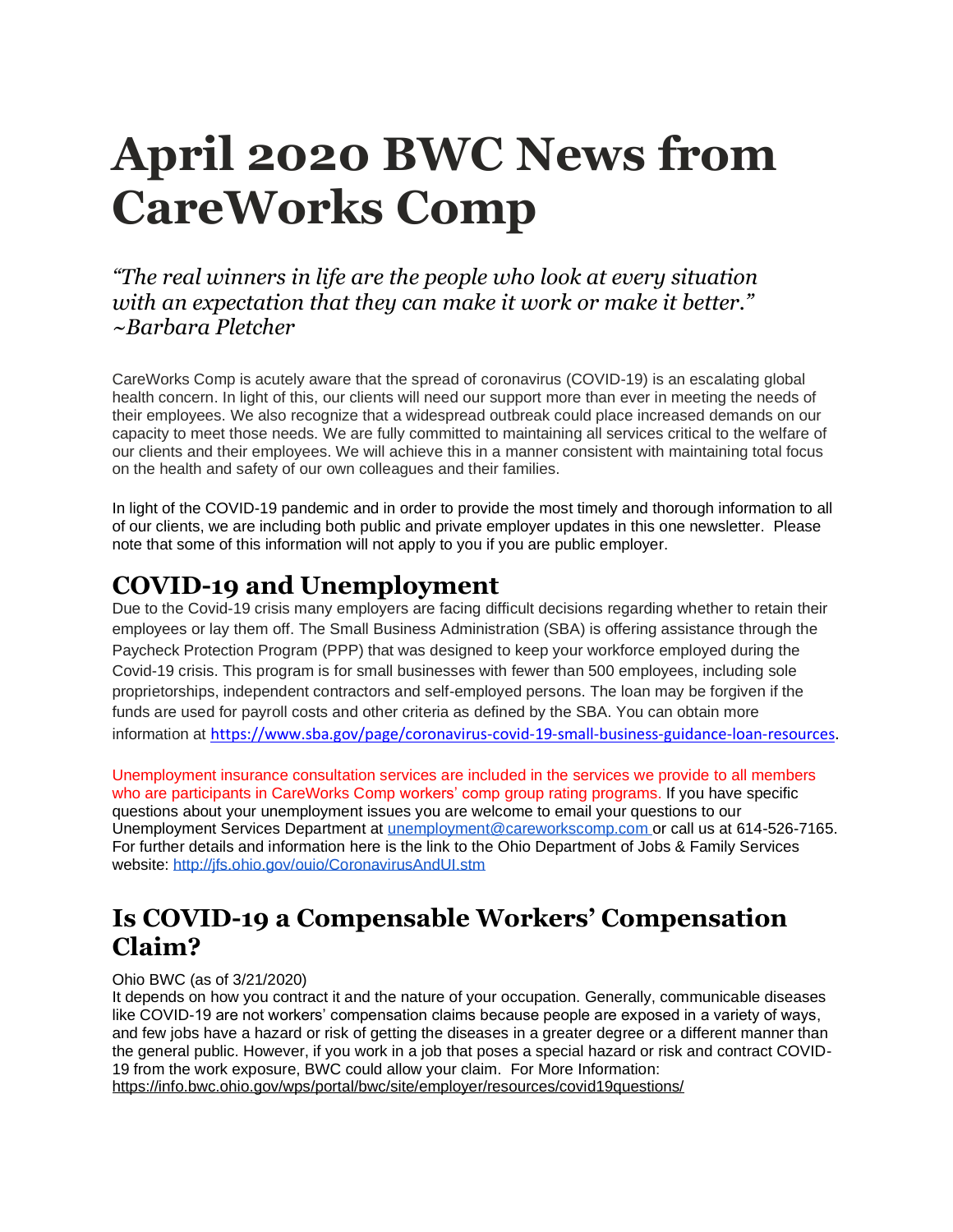# April 2020 BWC News from CareWorks Comp

*"The real winners in life are the people who look at every situation with an expectation that they can make it work or make it better." ~Barbara Pletcher*

CareWorks Comp is acutely aware that the spread of coronavirus (COVID-19) is an escalating global health concern. In light of this, our clients will need our support more than ever in meeting the needs of their employees. We also recognize that a widespread outbreak could place increased demands on our capacity to meet those needs. We are fully committed to maintaining all services critical to the welfare of our clients and their employees. We will achieve this in a manner consistent with maintaining total focus on the health and safety of our own colleagues and their families.

In light of the COVID-19 pandemic and in order to provide the most timely and thorough information to all of our clients, we are including both public and private employer updates in this one newsletter. Please note that some of this information will not apply to you if you are public employer.

## COVID-19 and Unemployment

Due to the Covid-19 crisis many employers are facing difficult decisions regarding whether to retain their employees or lay them off. The Small Business Administration (SBA) is offering assistance through the Paycheck Protection Program (PPP) that was designed to keep your workforce employed during the Covid-19 crisis. This program is for small businesses with fewer than 500 employees, including sole proprietorships, independent contractors and self-employed persons. The loan may be forgiven if the funds are used for payroll costs and other criteria as defined by the SBA. You can obtain more information at https://www.sba.gov/page/coronavirus-covid-19-small-business-guidance-loan-resources.

Unemployment insurance consultation services are included in the services we provide to all members who are participants in CareWorks Comp workers' comp group rating programs. If you have specific questions about your unemployment issues you are welcome to email your questions to our Unemployment Services Department at unemployment@careworkscomp.com or call us at 614-526-7165. For further details and information here is the link to the Ohio Department of Jobs & Family Services website: http://jfs.ohio.gov/ouio/CoronavirusAndUI.stm

## Is COVID-19 a Compensable Workers' Compensation Claim?

Ohio BWC (as of 3/21/2020)
It depends on how you contract it and the nature of your occupation. Generally, communicable diseases like COVID-19 are not workers' compensation claims because people are exposed in a variety of ways, and few jobs have a hazard or risk of getting the diseases in a greater degree or a different manner than the general public. However, if you work in a job that poses a special hazard or risk and contract COVID-19 from the work exposure, BWC could allow your claim. For More Information:
https://info.bwc.ohio.gov/wps/portal/bwc/site/employer/resources/covid19questions/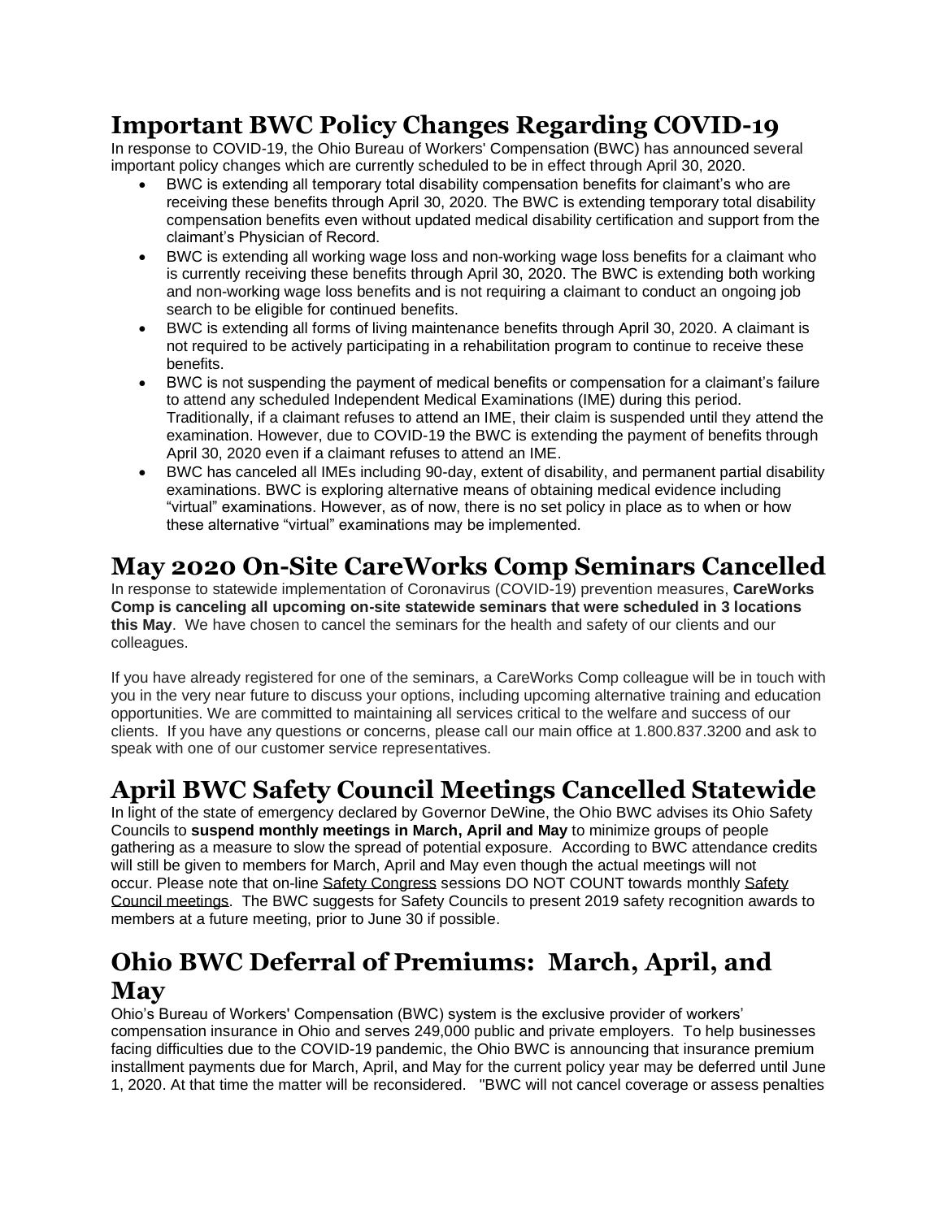## Important BWC Policy Changes Regarding COVID-19

In response to COVID-19, the Ohio Bureau of Workers' Compensation (BWC) has announced several important policy changes which are currently scheduled to be in effect through April 30, 2020.

- BWC is extending all temporary total disability compensation benefits for claimant's who are receiving these benefits through April 30, 2020. The BWC is extending temporary total disability compensation benefits even without updated medical disability certification and support from the claimant's Physician of Record.
- BWC is extending all working wage loss and non-working wage loss benefits for a claimant who is currently receiving these benefits through April 30, 2020. The BWC is extending both working and non-working wage loss benefits and is not requiring a claimant to conduct an ongoing job search to be eligible for continued benefits.
- BWC is extending all forms of living maintenance benefits through April 30, 2020. A claimant is not required to be actively participating in a rehabilitation program to continue to receive these benefits.
- BWC is not suspending the payment of medical benefits or compensation for a claimant's failure to attend any scheduled Independent Medical Examinations (IME) during this period. Traditionally, if a claimant refuses to attend an IME, their claim is suspended until they attend the examination. However, due to COVID-19 the BWC is extending the payment of benefits through April 30, 2020 even if a claimant refuses to attend an IME.
- BWC has canceled all IMEs including 90-day, extent of disability, and permanent partial disability examinations. BWC is exploring alternative means of obtaining medical evidence including "virtual" examinations. However, as of now, there is no set policy in place as to when or how these alternative "virtual" examinations may be implemented.

## May 2020 On-Site CareWorks Comp Seminars Cancelled

In response to statewide implementation of Coronavirus (COVID-19) prevention measures, **CareWorks Comp is canceling all upcoming on-site statewide seminars that were scheduled in 3 locations this May**. We have chosen to cancel the seminars for the health and safety of our clients and our colleagues.

If you have already registered for one of the seminars, a CareWorks Comp colleague will be in touch with you in the very near future to discuss your options, including upcoming alternative training and education opportunities. We are committed to maintaining all services critical to the welfare and success of our clients. If you have any questions or concerns, please call our main office at 1.800.837.3200 and ask to speak with one of our customer service representatives.

## April BWC Safety Council Meetings Cancelled Statewide

In light of the state of emergency declared by Governor DeWine, the Ohio BWC advises its Ohio Safety Councils to **suspend monthly meetings in March, April and May** to minimize groups of people gathering as a measure to slow the spread of potential exposure. According to BWC attendance credits will still be given to members for March, April and May even though the actual meetings will not occur. Please note that on-line Safety Congress sessions DO NOT COUNT towards monthly Safety Council meetings. The BWC suggests for Safety Councils to present 2019 safety recognition awards to members at a future meeting, prior to June 30 if possible.

## Ohio BWC Deferral of Premiums: March, April, and May

Ohio's Bureau of Workers' Compensation (BWC) system is the exclusive provider of workers' compensation insurance in Ohio and serves 249,000 public and private employers. To help businesses facing difficulties due to the COVID-19 pandemic, the Ohio BWC is announcing that insurance premium installment payments due for March, April, and May for the current policy year may be deferred until June 1, 2020. At that time the matter will be reconsidered. "BWC will not cancel coverage or assess penalties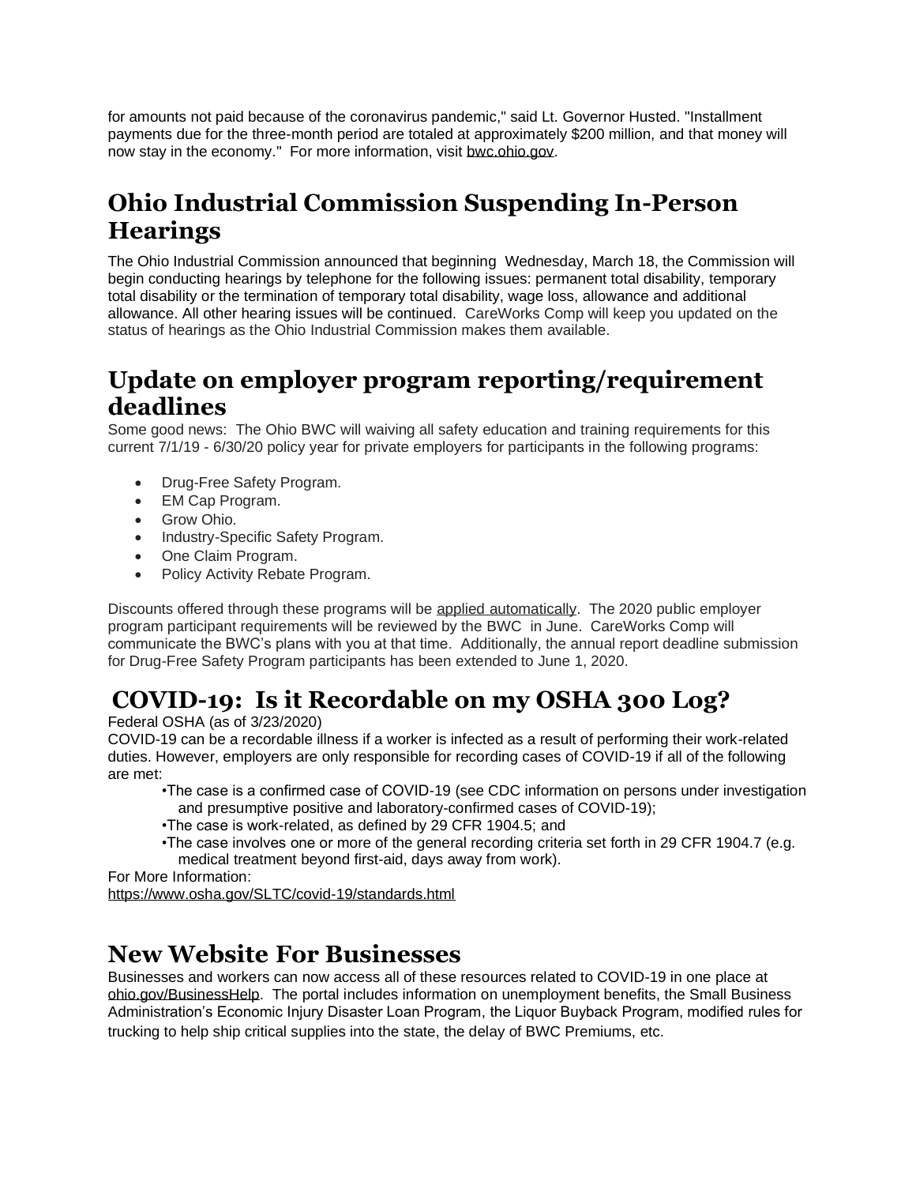for amounts not paid because of the coronavirus pandemic," said Lt. Governor Husted. "Installment payments due for the three-month period are totaled at approximately $200 million, and that money will now stay in the economy." For more information, visit bwc.ohio.gov.

## Ohio Industrial Commission Suspending In-Person Hearings

The Ohio Industrial Commission announced that beginning Wednesday, March 18, the Commission will begin conducting hearings by telephone for the following issues: permanent total disability, temporary total disability or the termination of temporary total disability, wage loss, allowance and additional allowance. All other hearing issues will be continued. CareWorks Comp will keep you updated on the status of hearings as the Ohio Industrial Commission makes them available.

## Update on employer program reporting/requirement deadlines

Some good news: The Ohio BWC will waiving all safety education and training requirements for this current 7/1/19 - 6/30/20 policy year for private employers for participants in the following programs:

- Drug-Free Safety Program.
- EM Cap Program.
- Grow Ohio.
- Industry-Specific Safety Program.
- One Claim Program.
- Policy Activity Rebate Program.

Discounts offered through these programs will be applied automatically. The 2020 public employer program participant requirements will be reviewed by the BWC in June. CareWorks Comp will communicate the BWC's plans with you at that time. Additionally, the annual report deadline submission for Drug-Free Safety Program participants has been extended to June 1, 2020.

## COVID-19: Is it Recordable on my OSHA 300 Log?

Federal OSHA (as of 3/23/2020)

COVID-19 can be a recordable illness if a worker is infected as a result of performing their work-related duties. However, employers are only responsible for recording cases of COVID-19 if all of the following are met:

- The case is a confirmed case of COVID-19 (see CDC information on persons under investigation and presumptive positive and laboratory-confirmed cases of COVID-19);
- The case is work-related, as defined by 29 CFR 1904.5; and
- The case involves one or more of the general recording criteria set forth in 29 CFR 1904.7 (e.g. medical treatment beyond first-aid, days away from work).

For More Information:
https://www.osha.gov/SLTC/covid-19/standards.html

## New Website For Businesses

Businesses and workers can now access all of these resources related to COVID-19 in one place at ohio.gov/BusinessHelp. The portal includes information on unemployment benefits, the Small Business Administration's Economic Injury Disaster Loan Program, the Liquor Buyback Program, modified rules for trucking to help ship critical supplies into the state, the delay of BWC Premiums, etc.